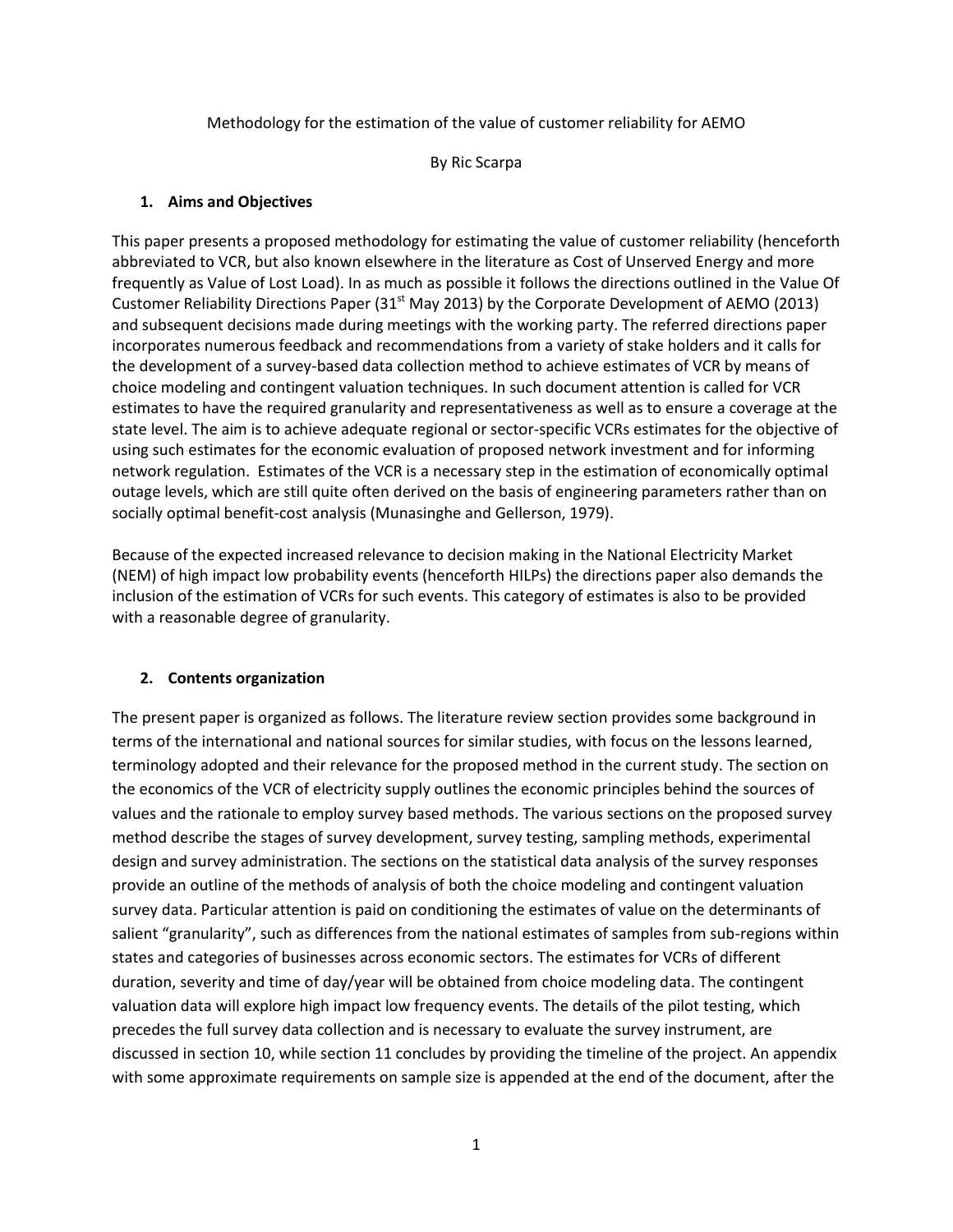Methodology for the estimation of the value of customer reliability for AEMO

By Ric Scarpa

## 1. Aims and Objectives

This paper presents a proposed methodology for estimating the value of customer reliability (henceforth abbreviated to VCR, but also known elsewhere in the literature as Cost of Unserved Energy and more frequently as Value of Lost Load). In as much as possible it follows the directions outlined in the Value Of Customer Reliability Directions Paper (31st May 2013) by the Corporate Development of AEMO (2013) and subsequent decisions made during meetings with the working party. The referred directions paper incorporates numerous feedback and recommendations from a variety of stake holders and it calls for the development of a survey-based data collection method to achieve estimates of VCR by means of choice modeling and contingent valuation techniques. In such document attention is called for VCR estimates to have the required granularity and representativeness as well as to ensure a coverage at the state level. The aim is to achieve adequate regional or sector-specific VCRs estimates for the objective of using such estimates for the economic evaluation of proposed network investment and for informing network regulation. Estimates of the VCR is a necessary step in the estimation of economically optimal outage levels, which are still quite often derived on the basis of engineering parameters rather than on socially optimal benefit-cost analysis (Munasinghe and Gellerson, 1979).

Because of the expected increased relevance to decision making in the National Electricity Market (NEM) of high impact low probability events (henceforth HILPs) the directions paper also demands the inclusion of the estimation of VCRs for such events. This category of estimates is also to be provided with a reasonable degree of granularity.

## 2. Contents organization

The present paper is organized as follows. The literature review section provides some background in terms of the international and national sources for similar studies, with focus on the lessons learned, terminology adopted and their relevance for the proposed method in the current study. The section on the economics of the VCR of electricity supply outlines the economic principles behind the sources of values and the rationale to employ survey based methods. The various sections on the proposed survey method describe the stages of survey development, survey testing, sampling methods, experimental design and survey administration. The sections on the statistical data analysis of the survey responses provide an outline of the methods of analysis of both the choice modeling and contingent valuation survey data. Particular attention is paid on conditioning the estimates of value on the determinants of salient "granularity", such as differences from the national estimates of samples from sub-regions within states and categories of businesses across economic sectors. The estimates for VCRs of different duration, severity and time of day/year will be obtained from choice modeling data. The contingent valuation data will explore high impact low frequency events. The details of the pilot testing, which precedes the full survey data collection and is necessary to evaluate the survey instrument, are discussed in section 10, while section 11 concludes by providing the timeline of the project. An appendix with some approximate requirements on sample size is appended at the end of the document, after the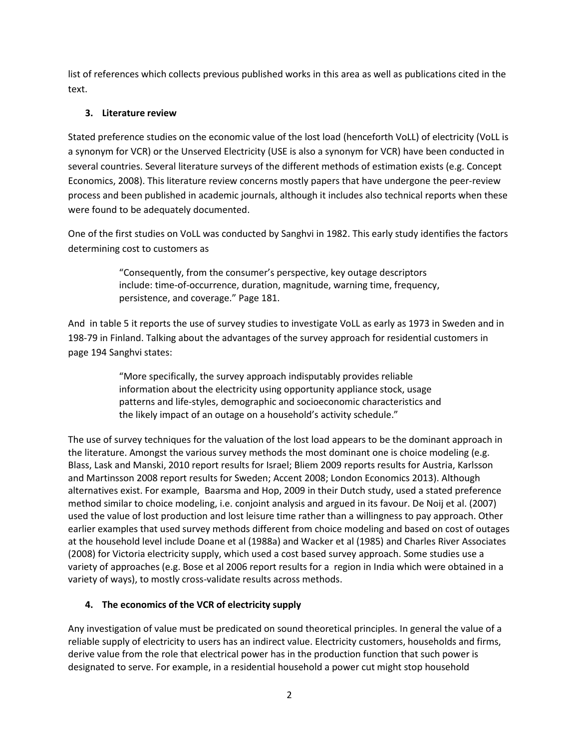list of references which collects previous published works in this area as well as publications cited in the text.

## 3. Literature review

Stated preference studies on the economic value of the lost load (henceforth VoLL) of electricity (VoLL is a synonym for VCR) or the Unserved Electricity (USE is also a synonym for VCR) have been conducted in several countries. Several literature surveys of the different methods of estimation exists (e.g. Concept Economics, 2008). This literature review concerns mostly papers that have undergone the peer-review process and been published in academic journals, although it includes also technical reports when these were found to be adequately documented.

One of the first studies on VoLL was conducted by Sanghvi in 1982. This early study identifies the factors determining cost to customers as

> "Consequently, from the consumer's perspective, key outage descriptors include: time-of-occurrence, duration, magnitude, warning time, frequency, persistence, and coverage." Page 181.

And in table 5 it reports the use of survey studies to investigate VoLL as early as 1973 in Sweden and in 198-79 in Finland. Talking about the advantages of the survey approach for residential customers in page 194 Sanghvi states:

> "More specifically, the survey approach indisputably provides reliable information about the electricity using opportunity appliance stock, usage patterns and life-styles, demographic and socioeconomic characteristics and the likely impact of an outage on a household's activity schedule."

The use of survey techniques for the valuation of the lost load appears to be the dominant approach in the literature. Amongst the various survey methods the most dominant one is choice modeling (e.g. Blass, Lask and Manski, 2010 report results for Israel; Bliem 2009 reports results for Austria, Karlsson and Martinsson 2008 report results for Sweden; Accent 2008; London Economics 2013). Although alternatives exist. For example, Baarsma and Hop, 2009 in their Dutch study, used a stated preference method similar to choice modeling, i.e. conjoint analysis and argued in its favour. De Noij et al. (2007) used the value of lost production and lost leisure time rather than a willingness to pay approach. Other earlier examples that used survey methods different from choice modeling and based on cost of outages at the household level include Doane et al (1988a) and Wacker et al (1985) and Charles River Associates (2008) for Victoria electricity supply, which used a cost based survey approach. Some studies use a variety of approaches (e.g. Bose et al 2006 report results for a region in India which were obtained in a variety of ways), to mostly cross-validate results across methods.

## 4. The economics of the VCR of electricity supply

Any investigation of value must be predicated on sound theoretical principles. In general the value of a reliable supply of electricity to users has an indirect value. Electricity customers, households and firms, derive value from the role that electrical power has in the production function that such power is designated to serve. For example, in a residential household a power cut might stop household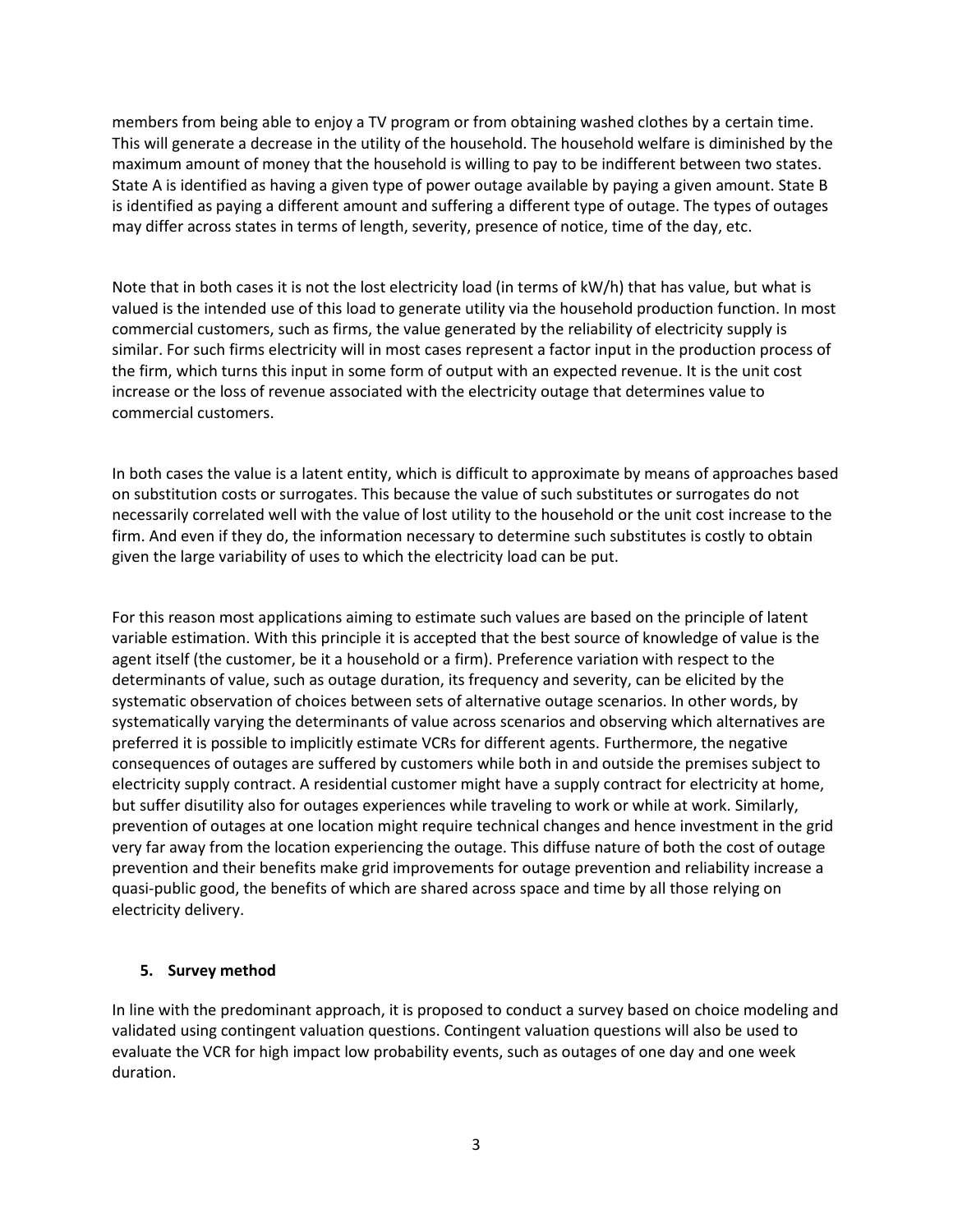members from being able to enjoy a TV program or from obtaining washed clothes by a certain time. This will generate a decrease in the utility of the household. The household welfare is diminished by the maximum amount of money that the household is willing to pay to be indifferent between two states. State A is identified as having a given type of power outage available by paying a given amount. State B is identified as paying a different amount and suffering a different type of outage. The types of outages may differ across states in terms of length, severity, presence of notice, time of the day, etc.

Note that in both cases it is not the lost electricity load (in terms of kW/h) that has value, but what is valued is the intended use of this load to generate utility via the household production function. In most commercial customers, such as firms, the value generated by the reliability of electricity supply is similar. For such firms electricity will in most cases represent a factor input in the production process of the firm, which turns this input in some form of output with an expected revenue. It is the unit cost increase or the loss of revenue associated with the electricity outage that determines value to commercial customers.

In both cases the value is a latent entity, which is difficult to approximate by means of approaches based on substitution costs or surrogates. This because the value of such substitutes or surrogates do not necessarily correlated well with the value of lost utility to the household or the unit cost increase to the firm. And even if they do, the information necessary to determine such substitutes is costly to obtain given the large variability of uses to which the electricity load can be put.

For this reason most applications aiming to estimate such values are based on the principle of latent variable estimation. With this principle it is accepted that the best source of knowledge of value is the agent itself (the customer, be it a household or a firm). Preference variation with respect to the determinants of value, such as outage duration, its frequency and severity, can be elicited by the systematic observation of choices between sets of alternative outage scenarios. In other words, by systematically varying the determinants of value across scenarios and observing which alternatives are preferred it is possible to implicitly estimate VCRs for different agents. Furthermore, the negative consequences of outages are suffered by customers while both in and outside the premises subject to electricity supply contract. A residential customer might have a supply contract for electricity at home, but suffer disutility also for outages experiences while traveling to work or while at work. Similarly, prevention of outages at one location might require technical changes and hence investment in the grid very far away from the location experiencing the outage. This diffuse nature of both the cost of outage prevention and their benefits make grid improvements for outage prevention and reliability increase a quasi-public good, the benefits of which are shared across space and time by all those relying on electricity delivery.

## 5. Survey method

In line with the predominant approach, it is proposed to conduct a survey based on choice modeling and validated using contingent valuation questions. Contingent valuation questions will also be used to evaluate the VCR for high impact low probability events, such as outages of one day and one week duration.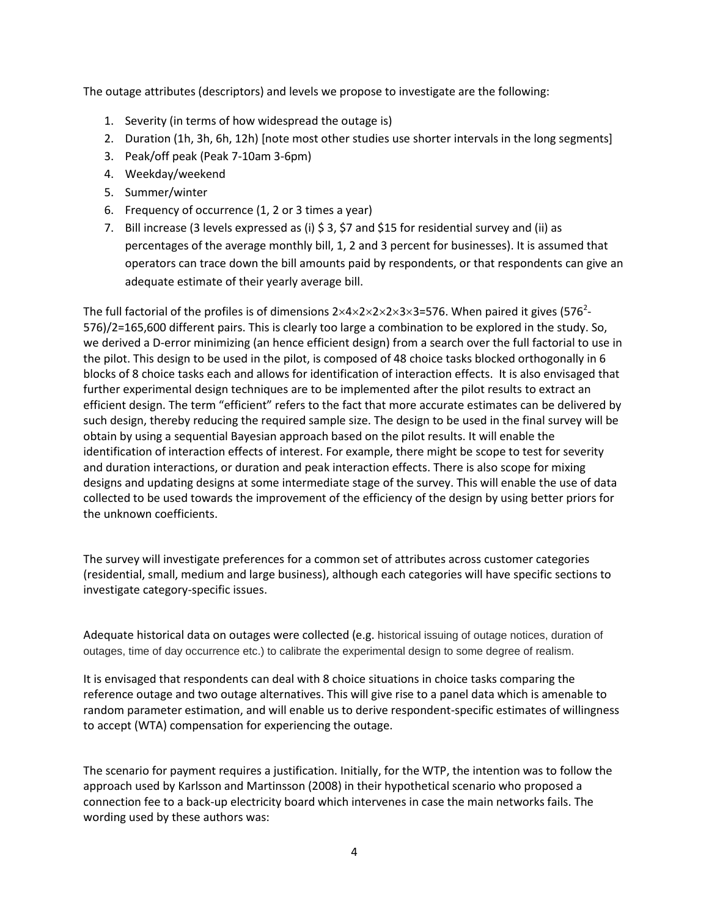The outage attributes (descriptors) and levels we propose to investigate are the following:

1. Severity (in terms of how widespread the outage is)
2. Duration (1h, 3h, 6h, 12h) [note most other studies use shorter intervals in the long segments]
3. Peak/off peak (Peak 7-10am 3-6pm)
4. Weekday/weekend
5. Summer/winter
6. Frequency of occurrence (1, 2 or 3 times a year)
7. Bill increase (3 levels expressed as (i) $ 3, $7 and $15 for residential survey and (ii) as percentages of the average monthly bill, 1, 2 and 3 percent for businesses). It is assumed that operators can trace down the bill amounts paid by respondents, or that respondents can give an adequate estimate of their yearly average bill.

The full factorial of the profiles is of dimensions $2\times4\times2\times2\times2\times3\times3$=576. When paired it gives ($576^2$-576)/2=165,600 different pairs. This is clearly too large a combination to be explored in the study. So, we derived a D-error minimizing (an hence efficient design) from a search over the full factorial to use in the pilot. This design to be used in the pilot, is composed of 48 choice tasks blocked orthogonally in 6 blocks of 8 choice tasks each and allows for identification of interaction effects. It is also envisaged that further experimental design techniques are to be implemented after the pilot results to extract an efficient design. The term "efficient" refers to the fact that more accurate estimates can be delivered by such design, thereby reducing the required sample size. The design to be used in the final survey will be obtain by using a sequential Bayesian approach based on the pilot results. It will enable the identification of interaction effects of interest. For example, there might be scope to test for severity and duration interactions, or duration and peak interaction effects. There is also scope for mixing designs and updating designs at some intermediate stage of the survey. This will enable the use of data collected to be used towards the improvement of the efficiency of the design by using better priors for the unknown coefficients.

The survey will investigate preferences for a common set of attributes across customer categories (residential, small, medium and large business), although each categories will have specific sections to investigate category-specific issues.

Adequate historical data on outages were collected (e.g. historical issuing of outage notices, duration of outages, time of day occurrence etc.) to calibrate the experimental design to some degree of realism.

It is envisaged that respondents can deal with 8 choice situations in choice tasks comparing the reference outage and two outage alternatives. This will give rise to a panel data which is amenable to random parameter estimation, and will enable us to derive respondent-specific estimates of willingness to accept (WTA) compensation for experiencing the outage.

The scenario for payment requires a justification. Initially, for the WTP, the intention was to follow the approach used by Karlsson and Martinsson (2008) in their hypothetical scenario who proposed a connection fee to a back-up electricity board which intervenes in case the main networks fails. The wording used by these authors was: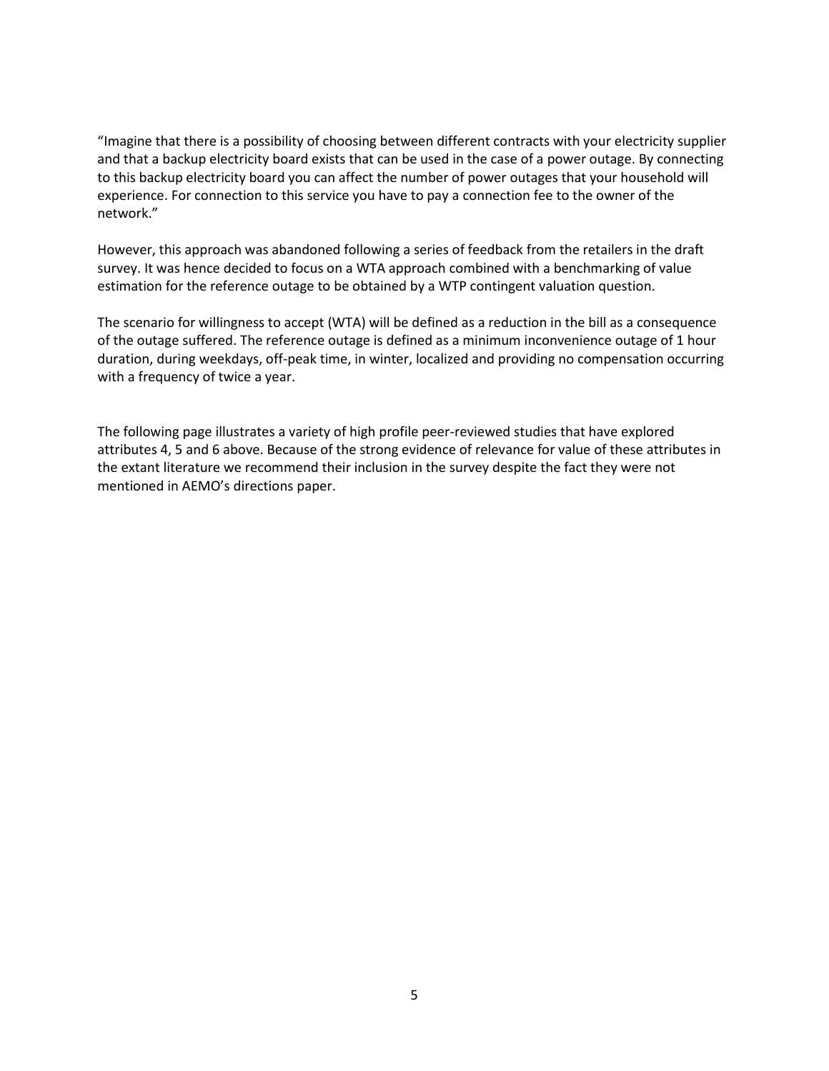“Imagine that there is a possibility of choosing between different contracts with your electricity supplier and that a backup electricity board exists that can be used in the case of a power outage. By connecting to this backup electricity board you can affect the number of power outages that your household will experience. For connection to this service you have to pay a connection fee to the owner of the network.”

However, this approach was abandoned following a series of feedback from the retailers in the draft survey. It was hence decided to focus on a WTA approach combined with a benchmarking of value estimation for the reference outage to be obtained by a WTP contingent valuation question.

The scenario for willingness to accept (WTA) will be defined as a reduction in the bill as a consequence of the outage suffered. The reference outage is defined as a minimum inconvenience outage of 1 hour duration, during weekdays, off-peak time, in winter, localized and providing no compensation occurring with a frequency of twice a year.

The following page illustrates a variety of high profile peer-reviewed studies that have explored attributes 4, 5 and 6 above. Because of the strong evidence of relevance for value of these attributes in the extant literature we recommend their inclusion in the survey despite the fact they were not mentioned in AEMO’s directions paper.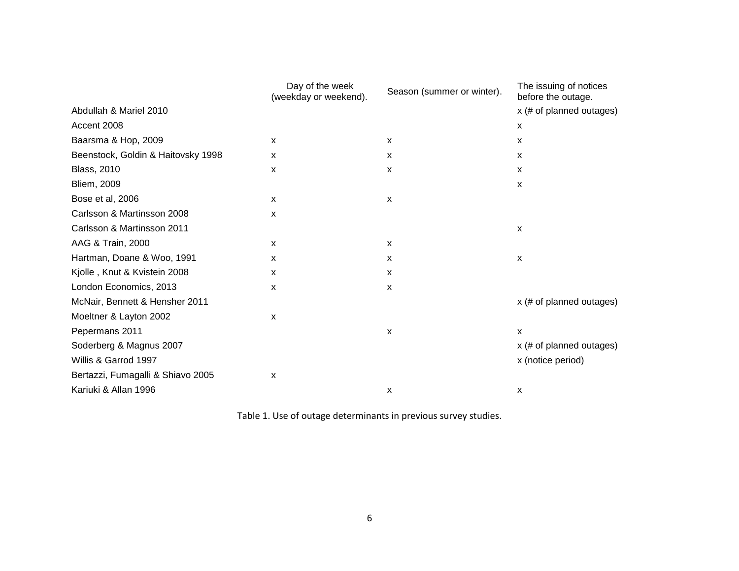| | Day of the week (weekday or weekend). | Season (summer or winter). | The issuing of notices before the outage. |
|---|---|---|---|
| Abdullah & Mariel 2010 | | | x (# of planned outages) |
| Accent 2008 | | | x |
| Baarsma & Hop, 2009 | x | x | x |
| Beenstock, Goldin & Haitovsky 1998 | x | x | x |
| Blass, 2010 | x | x | x |
| Bliem, 2009 | | | x |
| Bose et al, 2006 | x | x | |
| Carlsson & Martinsson 2008 | x | | |
| Carlsson & Martinsson 2011 | | | x |
| AAG & Train, 2000 | x | x | |
| Hartman, Doane & Woo, 1991 | x | x | x |
| Kjolle , Knut & Kvistein 2008 | x | x | |
| London Economics, 2013 | x | x | |
| McNair, Bennett & Hensher 2011 | | | x (# of planned outages) |
| Moeltner & Layton 2002 | x | | |
| Pepermans 2011 | | x | x |
| Soderberg & Magnus 2007 | | | x (# of planned outages) |
| Willis & Garrod 1997 | | | x (notice period) |
| Bertazzi, Fumagalli & Shiavo 2005 | x | | |
| Kariuki & Allan 1996 | | x | x |

Table 1. Use of outage determinants in previous survey studies.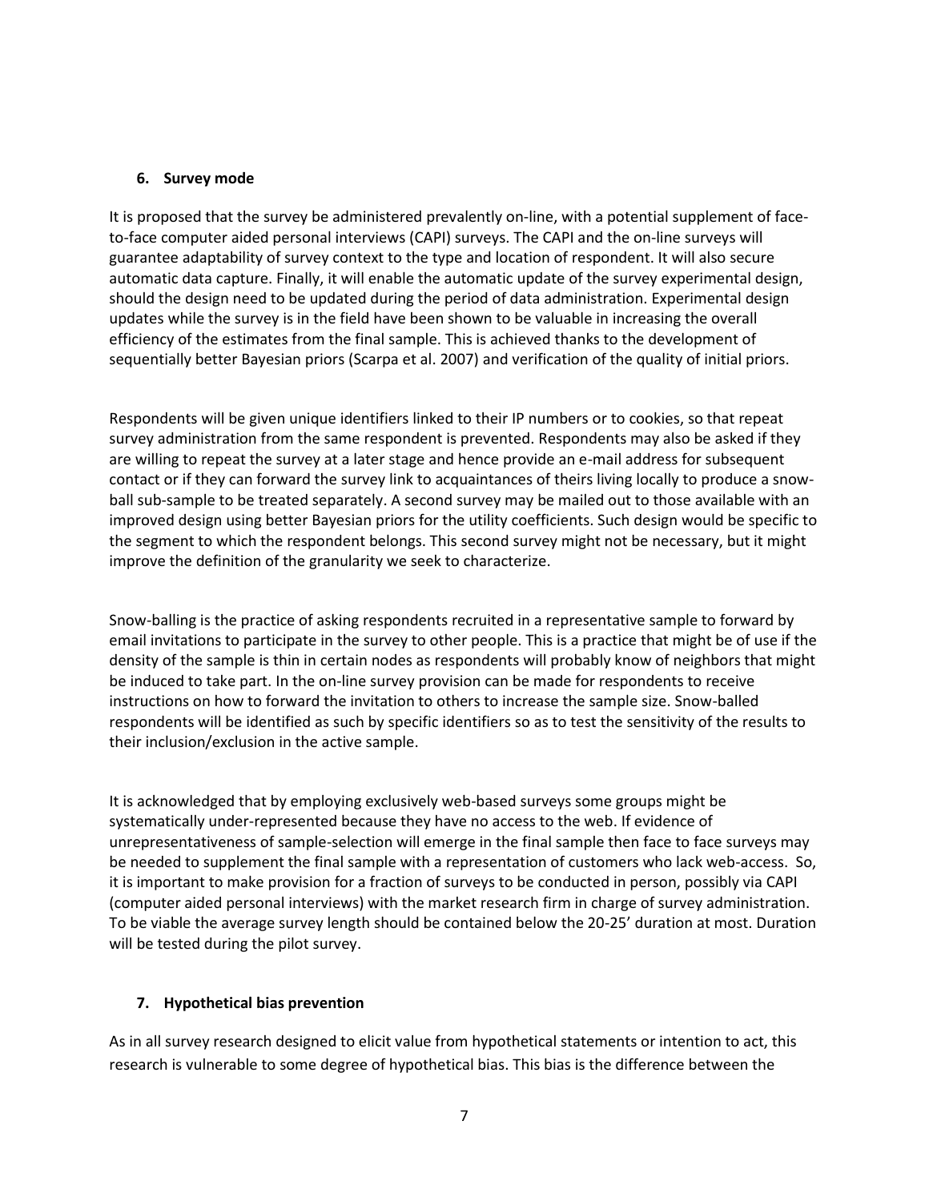## 6. Survey mode

It is proposed that the survey be administered prevalently on-line, with a potential supplement of face-to-face computer aided personal interviews (CAPI) surveys. The CAPI and the on-line surveys will guarantee adaptability of survey context to the type and location of respondent. It will also secure automatic data capture. Finally, it will enable the automatic update of the survey experimental design, should the design need to be updated during the period of data administration. Experimental design updates while the survey is in the field have been shown to be valuable in increasing the overall efficiency of the estimates from the final sample. This is achieved thanks to the development of sequentially better Bayesian priors (Scarpa et al. 2007) and verification of the quality of initial priors.

Respondents will be given unique identifiers linked to their IP numbers or to cookies, so that repeat survey administration from the same respondent is prevented. Respondents may also be asked if they are willing to repeat the survey at a later stage and hence provide an e-mail address for subsequent contact or if they can forward the survey link to acquaintances of theirs living locally to produce a snow-ball sub-sample to be treated separately. A second survey may be mailed out to those available with an improved design using better Bayesian priors for the utility coefficients. Such design would be specific to the segment to which the respondent belongs. This second survey might not be necessary, but it might improve the definition of the granularity we seek to characterize.

Snow-balling is the practice of asking respondents recruited in a representative sample to forward by email invitations to participate in the survey to other people. This is a practice that might be of use if the density of the sample is thin in certain nodes as respondents will probably know of neighbors that might be induced to take part. In the on-line survey provision can be made for respondents to receive instructions on how to forward the invitation to others to increase the sample size. Snow-balled respondents will be identified as such by specific identifiers so as to test the sensitivity of the results to their inclusion/exclusion in the active sample.

It is acknowledged that by employing exclusively web-based surveys some groups might be systematically under-represented because they have no access to the web. If evidence of unrepresentativeness of sample-selection will emerge in the final sample then face to face surveys may be needed to supplement the final sample with a representation of customers who lack web-access. So, it is important to make provision for a fraction of surveys to be conducted in person, possibly via CAPI (computer aided personal interviews) with the market research firm in charge of survey administration. To be viable the average survey length should be contained below the 20-25' duration at most. Duration will be tested during the pilot survey.

## 7. Hypothetical bias prevention

As in all survey research designed to elicit value from hypothetical statements or intention to act, this research is vulnerable to some degree of hypothetical bias. This bias is the difference between the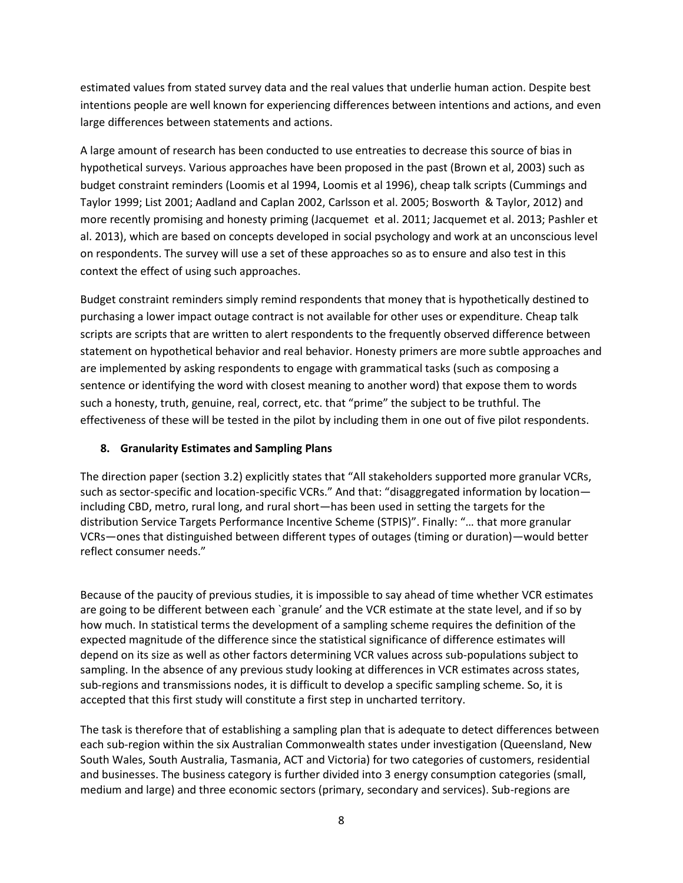estimated values from stated survey data and the real values that underlie human action. Despite best intentions people are well known for experiencing differences between intentions and actions, and even large differences between statements and actions.

A large amount of research has been conducted to use entreaties to decrease this source of bias in hypothetical surveys. Various approaches have been proposed in the past (Brown et al, 2003) such as budget constraint reminders (Loomis et al 1994, Loomis et al 1996), cheap talk scripts (Cummings and Taylor 1999; List 2001; Aadland and Caplan 2002, Carlsson et al. 2005; Bosworth & Taylor, 2012) and more recently promising and honesty priming (Jacquemet et al. 2011; Jacquemet et al. 2013; Pashler et al. 2013), which are based on concepts developed in social psychology and work at an unconscious level on respondents. The survey will use a set of these approaches so as to ensure and also test in this context the effect of using such approaches.

Budget constraint reminders simply remind respondents that money that is hypothetically destined to purchasing a lower impact outage contract is not available for other uses or expenditure. Cheap talk scripts are scripts that are written to alert respondents to the frequently observed difference between statement on hypothetical behavior and real behavior. Honesty primers are more subtle approaches and are implemented by asking respondents to engage with grammatical tasks (such as composing a sentence or identifying the word with closest meaning to another word) that expose them to words such a honesty, truth, genuine, real, correct, etc. that "prime" the subject to be truthful. The effectiveness of these will be tested in the pilot by including them in one out of five pilot respondents.

## 8. Granularity Estimates and Sampling Plans

The direction paper (section 3.2) explicitly states that "All stakeholders supported more granular VCRs, such as sector-specific and location-specific VCRs." And that: "disaggregated information by location—including CBD, metro, rural long, and rural short—has been used in setting the targets for the distribution Service Targets Performance Incentive Scheme (STPIS)". Finally: "… that more granular VCRs—ones that distinguished between different types of outages (timing or duration)—would better reflect consumer needs."

Because of the paucity of previous studies, it is impossible to say ahead of time whether VCR estimates are going to be different between each `granule' and the VCR estimate at the state level, and if so by how much. In statistical terms the development of a sampling scheme requires the definition of the expected magnitude of the difference since the statistical significance of difference estimates will depend on its size as well as other factors determining VCR values across sub-populations subject to sampling. In the absence of any previous study looking at differences in VCR estimates across states, sub-regions and transmissions nodes, it is difficult to develop a specific sampling scheme. So, it is accepted that this first study will constitute a first step in uncharted territory.

The task is therefore that of establishing a sampling plan that is adequate to detect differences between each sub-region within the six Australian Commonwealth states under investigation (Queensland, New South Wales, South Australia, Tasmania, ACT and Victoria) for two categories of customers, residential and businesses. The business category is further divided into 3 energy consumption categories (small, medium and large) and three economic sectors (primary, secondary and services). Sub-regions are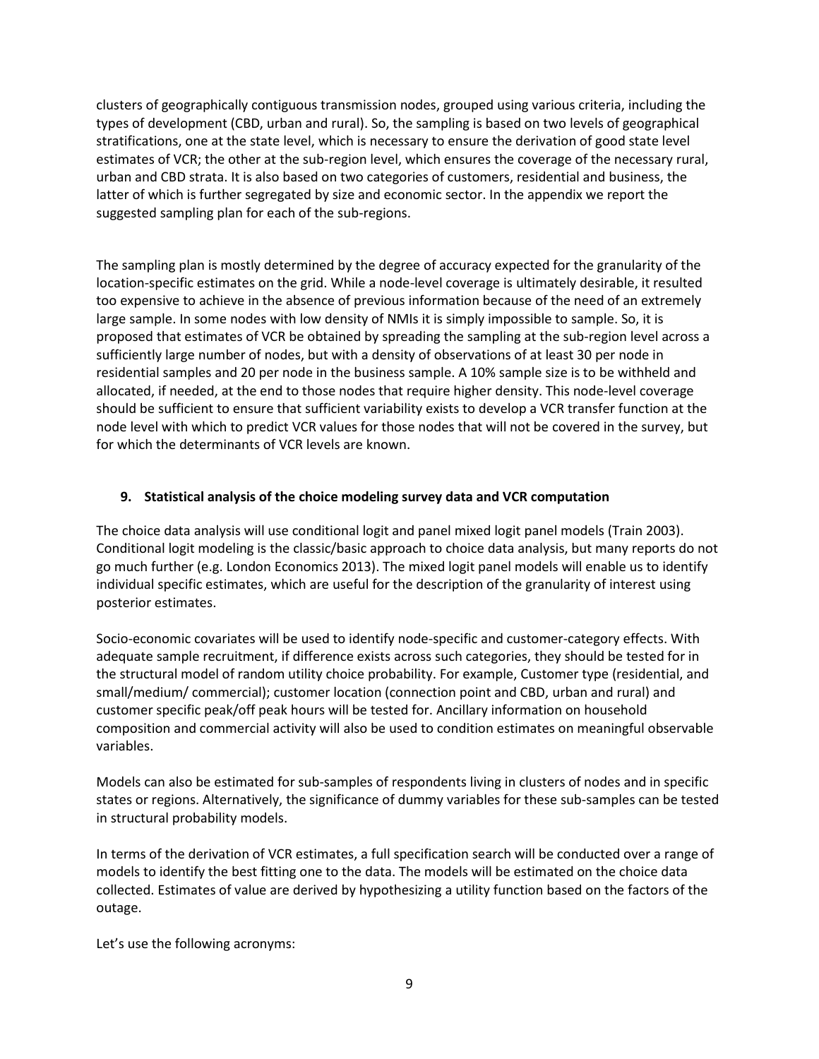clusters of geographically contiguous transmission nodes, grouped using various criteria, including the types of development (CBD, urban and rural). So, the sampling is based on two levels of geographical stratifications, one at the state level, which is necessary to ensure the derivation of good state level estimates of VCR; the other at the sub-region level, which ensures the coverage of the necessary rural, urban and CBD strata. It is also based on two categories of customers, residential and business, the latter of which is further segregated by size and economic sector. In the appendix we report the suggested sampling plan for each of the sub-regions.

The sampling plan is mostly determined by the degree of accuracy expected for the granularity of the location-specific estimates on the grid. While a node-level coverage is ultimately desirable, it resulted too expensive to achieve in the absence of previous information because of the need of an extremely large sample. In some nodes with low density of NMIs it is simply impossible to sample. So, it is proposed that estimates of VCR be obtained by spreading the sampling at the sub-region level across a sufficiently large number of nodes, but with a density of observations of at least 30 per node in residential samples and 20 per node in the business sample. A 10% sample size is to be withheld and allocated, if needed, at the end to those nodes that require higher density. This node-level coverage should be sufficient to ensure that sufficient variability exists to develop a VCR transfer function at the node level with which to predict VCR values for those nodes that will not be covered in the survey, but for which the determinants of VCR levels are known.

## 9. Statistical analysis of the choice modeling survey data and VCR computation

The choice data analysis will use conditional logit and panel mixed logit panel models (Train 2003). Conditional logit modeling is the classic/basic approach to choice data analysis, but many reports do not go much further (e.g. London Economics 2013). The mixed logit panel models will enable us to identify individual specific estimates, which are useful for the description of the granularity of interest using posterior estimates.

Socio-economic covariates will be used to identify node-specific and customer-category effects. With adequate sample recruitment, if difference exists across such categories, they should be tested for in the structural model of random utility choice probability. For example, Customer type (residential, and small/medium/ commercial); customer location (connection point and CBD, urban and rural) and customer specific peak/off peak hours will be tested for. Ancillary information on household composition and commercial activity will also be used to condition estimates on meaningful observable variables.

Models can also be estimated for sub-samples of respondents living in clusters of nodes and in specific states or regions. Alternatively, the significance of dummy variables for these sub-samples can be tested in structural probability models.

In terms of the derivation of VCR estimates, a full specification search will be conducted over a range of models to identify the best fitting one to the data. The models will be estimated on the choice data collected. Estimates of value are derived by hypothesizing a utility function based on the factors of the outage.

Let's use the following acronyms: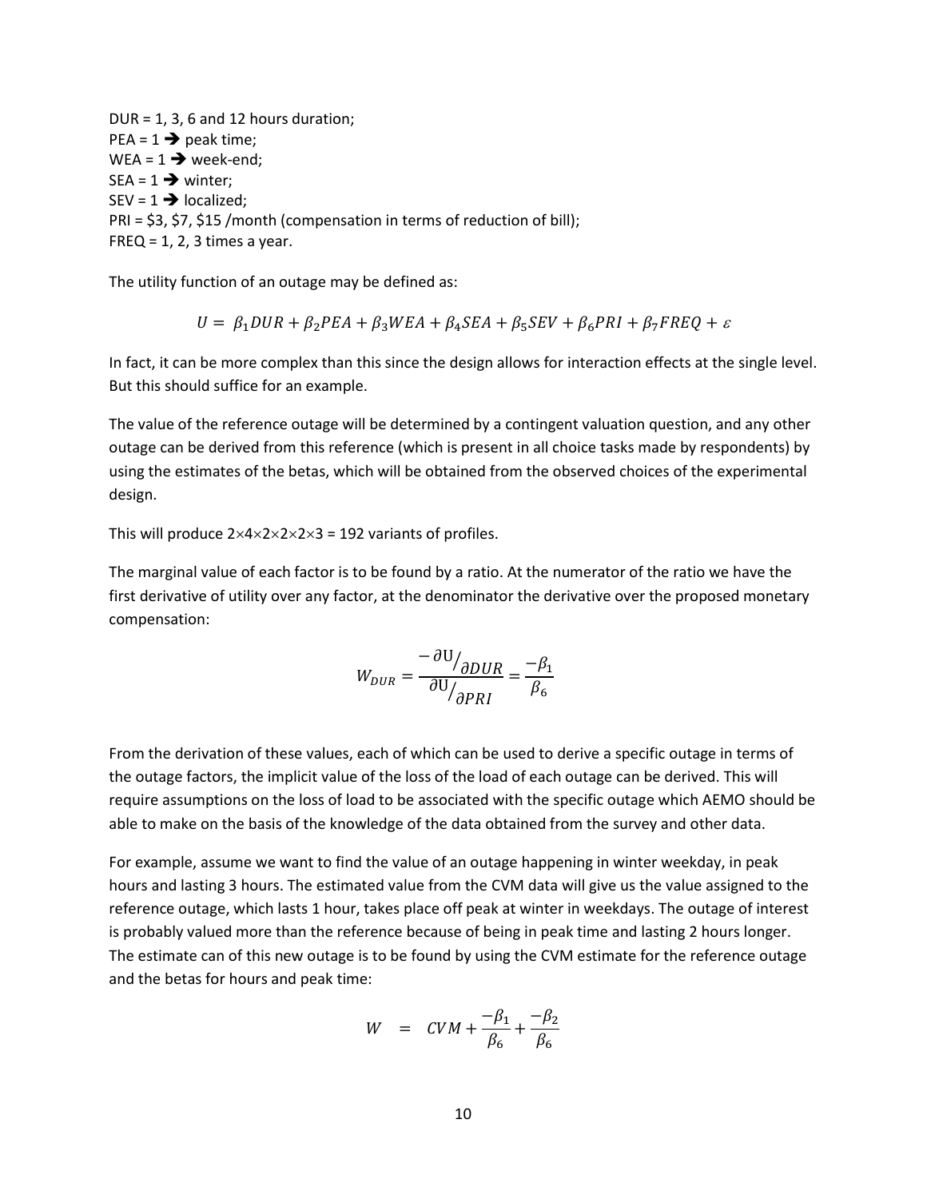DUR = 1, 3, 6 and 12 hours duration;
PEA = 1 ➔ peak time;
WEA = 1 ➔ week-end;
SEA = 1 ➔ winter;
SEV = 1 ➔ localized;
PRI = \$3, \$7, \$15 /month (compensation in terms of reduction of bill);
FREQ = 1, 2, 3 times a year.

The utility function of an outage may be defined as:

$$U = \beta_1 DUR + \beta_2 PEA + \beta_3 WEA + \beta_4 SEA + \beta_5 SEV + \beta_6 PRI + \beta_7 FREQ + \varepsilon$$

In fact, it can be more complex than this since the design allows for interaction effects at the single level. But this should suffice for an example.

The value of the reference outage will be determined by a contingent valuation question, and any other outage can be derived from this reference (which is present in all choice tasks made by respondents) by using the estimates of the betas, which will be obtained from the observed choices of the experimental design.

This will produce 2×4×2×2×2×3 = 192 variants of profiles.

The marginal value of each factor is to be found by a ratio. At the numerator of the ratio we have the first derivative of utility over any factor, at the denominator the derivative over the proposed monetary compensation:

$$W_{DUR} = \frac{-\partial U / \partial DUR}{\partial U / \partial PRI} = \frac{-\beta_1}{\beta_6}$$

From the derivation of these values, each of which can be used to derive a specific outage in terms of the outage factors, the implicit value of the loss of the load of each outage can be derived. This will require assumptions on the loss of load to be associated with the specific outage which AEMO should be able to make on the basis of the knowledge of the data obtained from the survey and other data.

For example, assume we want to find the value of an outage happening in winter weekday, in peak hours and lasting 3 hours. The estimated value from the CVM data will give us the value assigned to the reference outage, which lasts 1 hour, takes place off peak at winter in weekdays. The outage of interest is probably valued more than the reference because of being in peak time and lasting 2 hours longer. The estimate can of this new outage is to be found by using the CVM estimate for the reference outage and the betas for hours and peak time:

$$W = CVM + \frac{-\beta_1}{\beta_6} + \frac{-\beta_2}{\beta_6}$$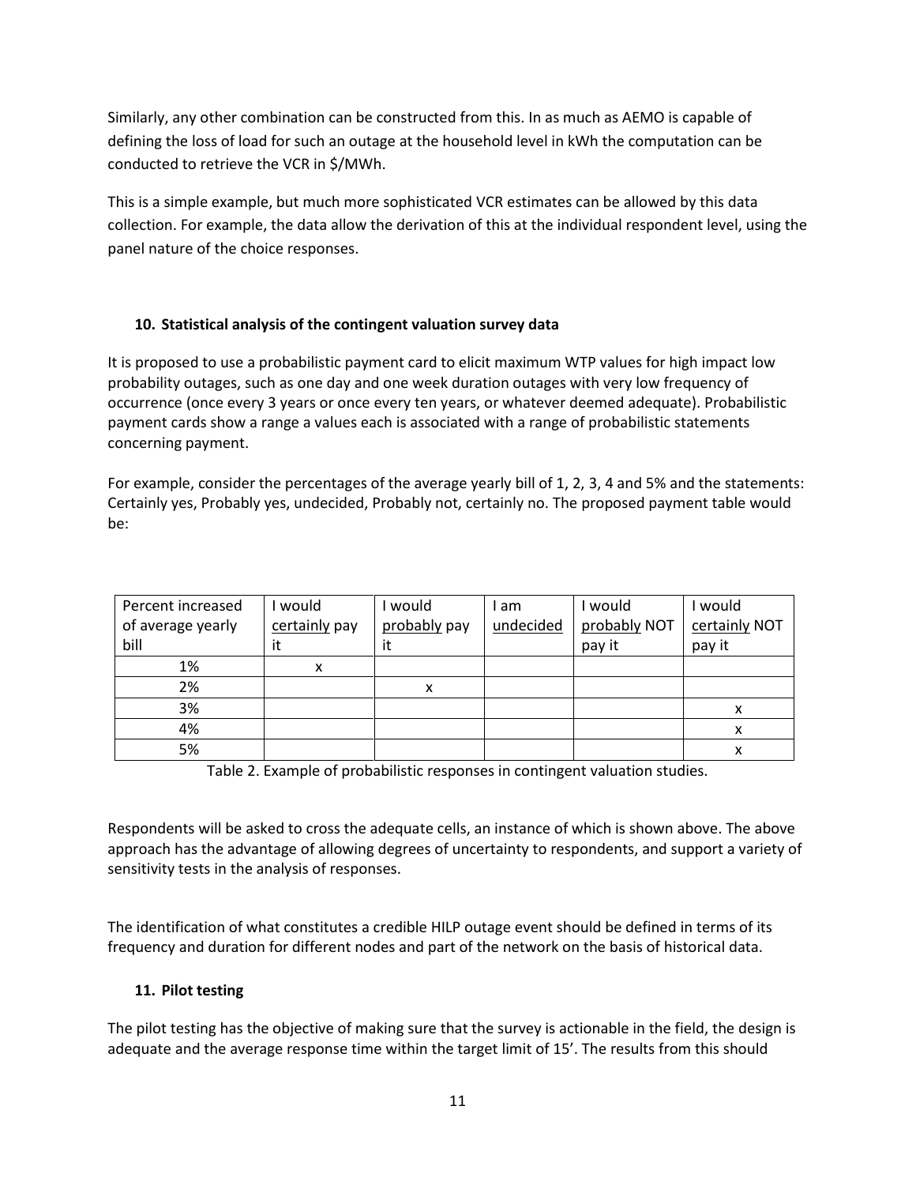Similarly, any other combination can be constructed from this. In as much as AEMO is capable of defining the loss of load for such an outage at the household level in kWh the computation can be conducted to retrieve the VCR in $/MWh.

This is a simple example, but much more sophisticated VCR estimates can be allowed by this data collection. For example, the data allow the derivation of this at the individual respondent level, using the panel nature of the choice responses.

## 10. Statistical analysis of the contingent valuation survey data

It is proposed to use a probabilistic payment card to elicit maximum WTP values for high impact low probability outages, such as one day and one week duration outages with very low frequency of occurrence (once every 3 years or once every ten years, or whatever deemed adequate). Probabilistic payment cards show a range a values each is associated with a range of probabilistic statements concerning payment.

For example, consider the percentages of the average yearly bill of 1, 2, 3, 4 and 5% and the statements: Certainly yes, Probably yes, undecided, Probably not, certainly no. The proposed payment table would be:

| Percent increased of average yearly bill | I would certainly pay it | I would probably pay it | I am undecided | I would probably NOT pay it | I would certainly NOT pay it |
|---|---|---|---|---|---|
| 1% | x | | | | |
| 2% | | x | | | |
| 3% | | | | | x |
| 4% | | | | | x |
| 5% | | | | | x |

Table 2. Example of probabilistic responses in contingent valuation studies.

Respondents will be asked to cross the adequate cells, an instance of which is shown above. The above approach has the advantage of allowing degrees of uncertainty to respondents, and support a variety of sensitivity tests in the analysis of responses.

The identification of what constitutes a credible HILP outage event should be defined in terms of its frequency and duration for different nodes and part of the network on the basis of historical data.

## 11. Pilot testing

The pilot testing has the objective of making sure that the survey is actionable in the field, the design is adequate and the average response time within the target limit of 15'. The results from this should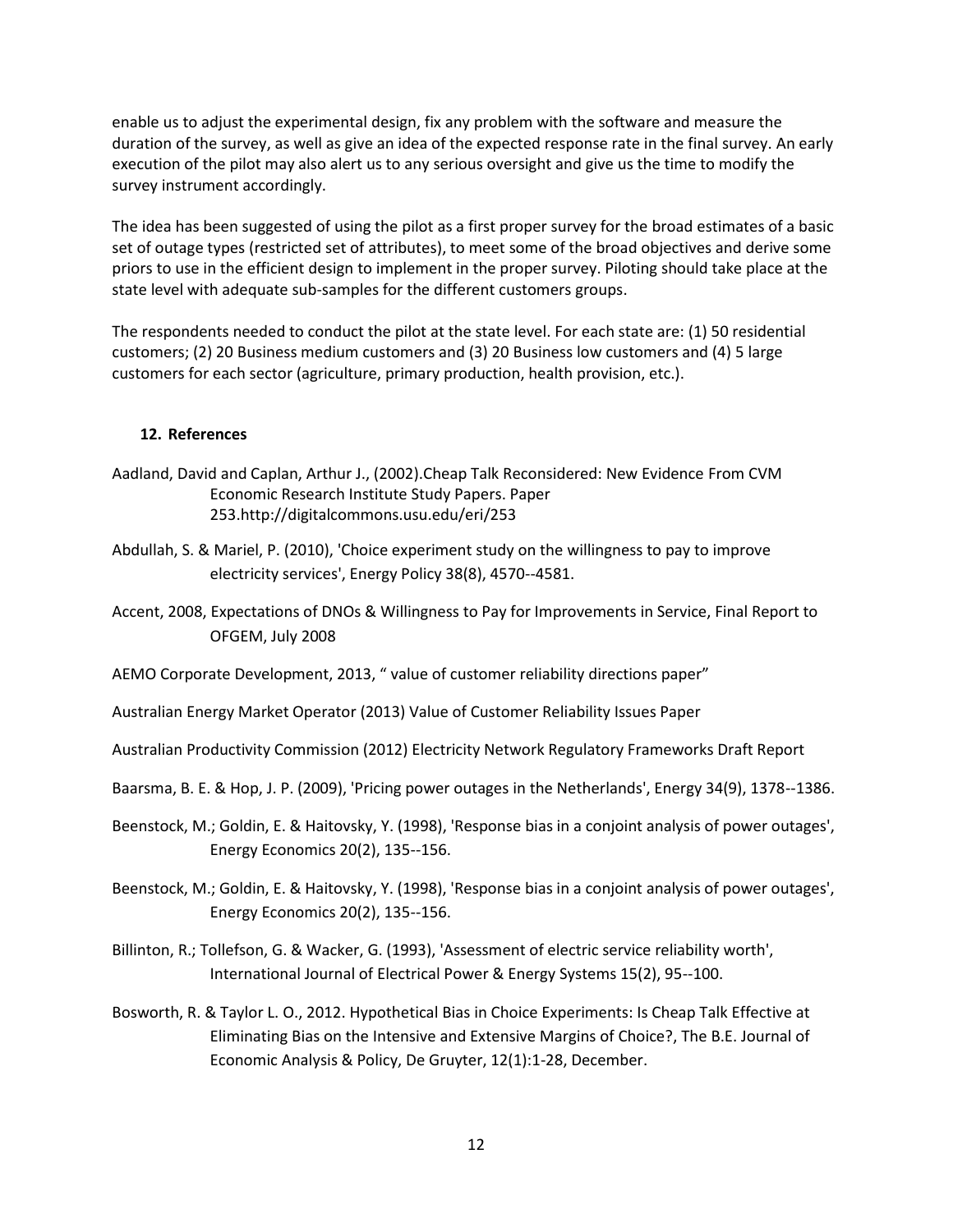enable us to adjust the experimental design, fix any problem with the software and measure the duration of the survey, as well as give an idea of the expected response rate in the final survey. An early execution of the pilot may also alert us to any serious oversight and give us the time to modify the survey instrument accordingly.

The idea has been suggested of using the pilot as a first proper survey for the broad estimates of a basic set of outage types (restricted set of attributes), to meet some of the broad objectives and derive some priors to use in the efficient design to implement in the proper survey. Piloting should take place at the state level with adequate sub-samples for the different customers groups.

The respondents needed to conduct the pilot at the state level. For each state are: (1) 50 residential customers; (2) 20 Business medium customers and (3) 20 Business low customers and (4) 5 large customers for each sector (agriculture, primary production, health provision, etc.).

## 12. References

Aadland, David and Caplan, Arthur J., (2002).Cheap Talk Reconsidered: New Evidence From CVM Economic Research Institute Study Papers. Paper 253.http://digitalcommons.usu.edu/eri/253

Abdullah, S. & Mariel, P. (2010), 'Choice experiment study on the willingness to pay to improve electricity services', Energy Policy 38(8), 4570--4581.

Accent, 2008, Expectations of DNOs & Willingness to Pay for Improvements in Service, Final Report to OFGEM, July 2008

AEMO Corporate Development, 2013, " value of customer reliability directions paper"

Australian Energy Market Operator (2013) Value of Customer Reliability Issues Paper

Australian Productivity Commission (2012) Electricity Network Regulatory Frameworks Draft Report

Baarsma, B. E. & Hop, J. P. (2009), 'Pricing power outages in the Netherlands', Energy 34(9), 1378--1386.

Beenstock, M.; Goldin, E. & Haitovsky, Y. (1998), 'Response bias in a conjoint analysis of power outages', Energy Economics 20(2), 135--156.

Beenstock, M.; Goldin, E. & Haitovsky, Y. (1998), 'Response bias in a conjoint analysis of power outages', Energy Economics 20(2), 135--156.

Billinton, R.; Tollefson, G. & Wacker, G. (1993), 'Assessment of electric service reliability worth', International Journal of Electrical Power & Energy Systems 15(2), 95--100.

Bosworth, R. & Taylor L. O., 2012. Hypothetical Bias in Choice Experiments: Is Cheap Talk Effective at Eliminating Bias on the Intensive and Extensive Margins of Choice?, The B.E. Journal of Economic Analysis & Policy, De Gruyter, 12(1):1-28, December.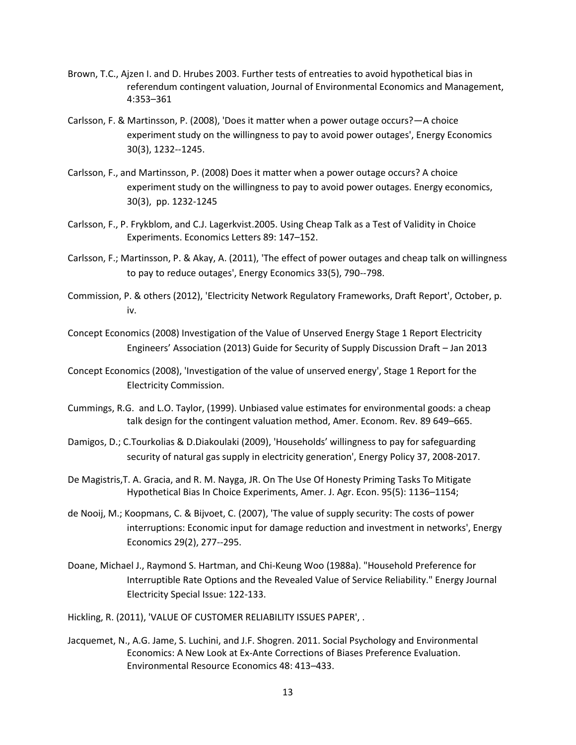Brown, T.C., Ajzen I. and D. Hrubes 2003. Further tests of entreaties to avoid hypothetical bias in referendum contingent valuation, Journal of Environmental Economics and Management, 4:353–361

Carlsson, F. & Martinsson, P. (2008), 'Does it matter when a power outage occurs?—A choice experiment study on the willingness to pay to avoid power outages', Energy Economics 30(3), 1232--1245.

Carlsson, F., and Martinsson, P. (2008) Does it matter when a power outage occurs? A choice experiment study on the willingness to pay to avoid power outages. Energy economics, 30(3), pp. 1232-1245

Carlsson, F., P. Frykblom, and C.J. Lagerkvist.2005. Using Cheap Talk as a Test of Validity in Choice Experiments. Economics Letters 89: 147–152.

Carlsson, F.; Martinsson, P. & Akay, A. (2011), 'The effect of power outages and cheap talk on willingness to pay to reduce outages', Energy Economics 33(5), 790--798.

Commission, P. & others (2012), 'Electricity Network Regulatory Frameworks, Draft Report', October, p. iv.

Concept Economics (2008) Investigation of the Value of Unserved Energy Stage 1 Report Electricity Engineers' Association (2013) Guide for Security of Supply Discussion Draft – Jan 2013

Concept Economics (2008), 'Investigation of the value of unserved energy', Stage 1 Report for the Electricity Commission.

Cummings, R.G. and L.O. Taylor, (1999). Unbiased value estimates for environmental goods: a cheap talk design for the contingent valuation method, Amer. Econom. Rev. 89 649–665.

Damigos, D.; C.Tourkolias & D.Diakoulaki (2009), 'Households' willingness to pay for safeguarding security of natural gas supply in electricity generation', Energy Policy 37, 2008-2017.

De Magistris,T. A. Gracia, and R. M. Nayga, JR. On The Use Of Honesty Priming Tasks To Mitigate Hypothetical Bias In Choice Experiments, Amer. J. Agr. Econ. 95(5): 1136–1154;

de Nooij, M.; Koopmans, C. & Bijvoet, C. (2007), 'The value of supply security: The costs of power interruptions: Economic input for damage reduction and investment in networks', Energy Economics 29(2), 277--295.

Doane, Michael J., Raymond S. Hartman, and Chi-Keung Woo (1988a). "Household Preference for Interruptible Rate Options and the Revealed Value of Service Reliability." Energy Journal Electricity Special Issue: 122-133.

Hickling, R. (2011), 'VALUE OF CUSTOMER RELIABILITY ISSUES PAPER', .

Jacquemet, N., A.G. Jame, S. Luchini, and J.F. Shogren. 2011. Social Psychology and Environmental Economics: A New Look at Ex-Ante Corrections of Biases Preference Evaluation. Environmental Resource Economics 48: 413–433.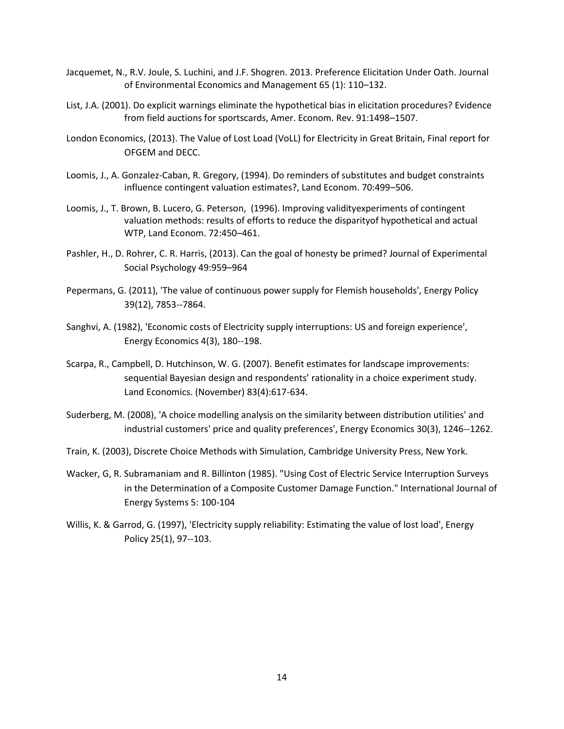Jacquemet, N., R.V. Joule, S. Luchini, and J.F. Shogren. 2013. Preference Elicitation Under Oath. Journal of Environmental Economics and Management 65 (1): 110–132.

List, J.A. (2001). Do explicit warnings eliminate the hypothetical bias in elicitation procedures? Evidence from field auctions for sportscards, Amer. Econom. Rev. 91:1498–1507.

London Economics, (2013). The Value of Lost Load (VoLL) for Electricity in Great Britain, Final report for OFGEM and DECC.

Loomis, J., A. Gonzalez-Caban, R. Gregory, (1994). Do reminders of substitutes and budget constraints influence contingent valuation estimates?, Land Econom. 70:499–506.

Loomis, J., T. Brown, B. Lucero, G. Peterson, (1996). Improving validityexperiments of contingent valuation methods: results of efforts to reduce the disparityof hypothetical and actual WTP, Land Econom. 72:450–461.

Pashler, H., D. Rohrer, C. R. Harris, (2013). Can the goal of honesty be primed? Journal of Experimental Social Psychology 49:959–964

Pepermans, G. (2011), 'The value of continuous power supply for Flemish households', Energy Policy 39(12), 7853--7864.

Sanghvi, A. (1982), 'Economic costs of Electricity supply interruptions: US and foreign experience', Energy Economics 4(3), 180--198.

Scarpa, R., Campbell, D. Hutchinson, W. G. (2007). Benefit estimates for landscape improvements: sequential Bayesian design and respondents' rationality in a choice experiment study. Land Economics. (November) 83(4):617-634.

Suderberg, M. (2008), 'A choice modelling analysis on the similarity between distribution utilities' and industrial customers' price and quality preferences', Energy Economics 30(3), 1246--1262.

Train, K. (2003), Discrete Choice Methods with Simulation, Cambridge University Press, New York.

Wacker, G, R. Subramaniam and R. Billinton (1985). "Using Cost of Electric Service Interruption Surveys in the Determination of a Composite Customer Damage Function." International Journal of Energy Systems 5: 100-104

Willis, K. & Garrod, G. (1997), 'Electricity supply reliability: Estimating the value of lost load', Energy Policy 25(1), 97--103.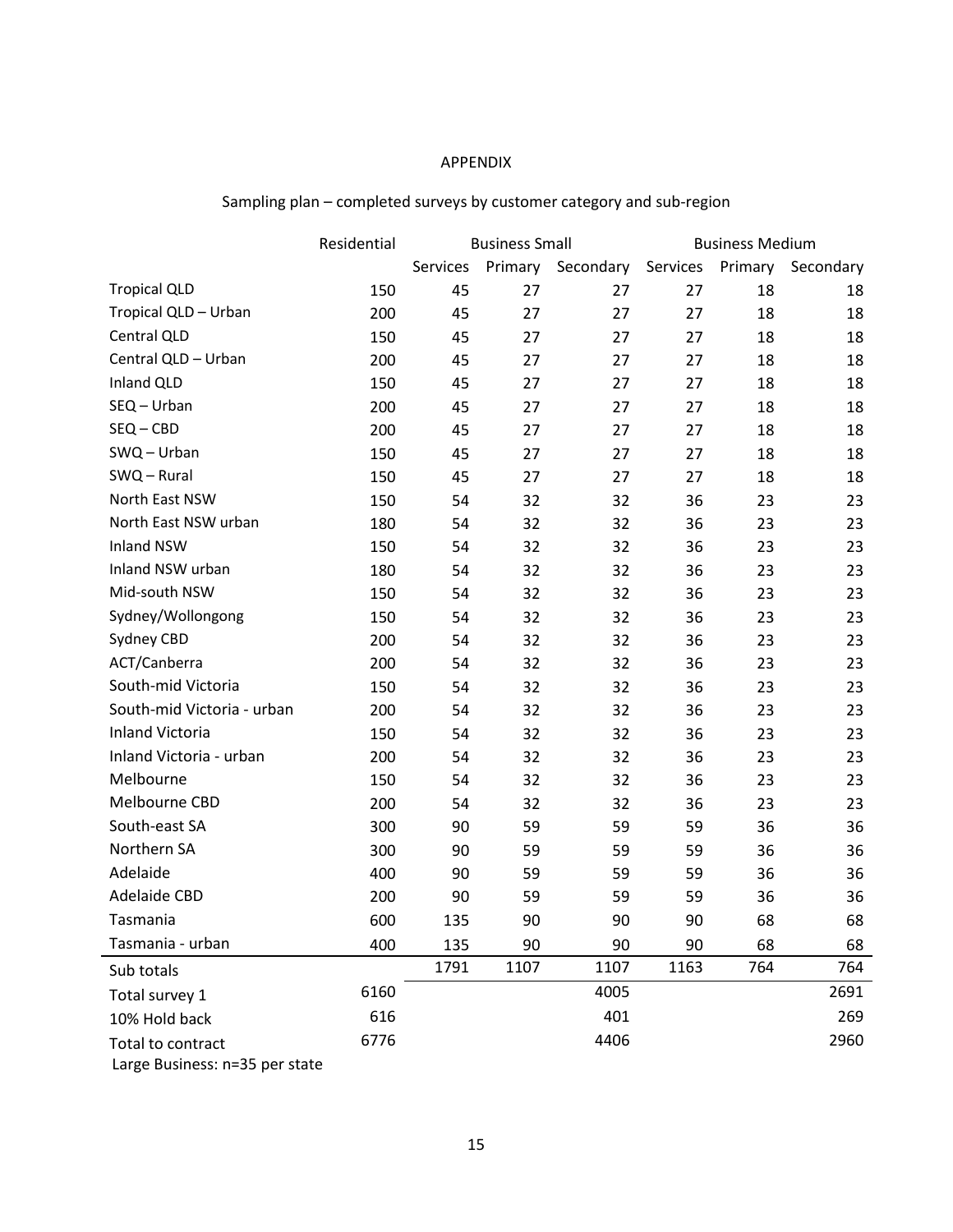APPENDIX

Sampling plan – completed surveys by customer category and sub-region

| | Residential | Business Small | | | Business Medium | | |
|---|---|---|---|---|---|---|---|
| | | Services | Primary | Secondary | Services | Primary | Secondary |
| Tropical QLD | 150 | 45 | 27 | 27 | 27 | 18 | 18 |
| Tropical QLD – Urban | 200 | 45 | 27 | 27 | 27 | 18 | 18 |
| Central QLD | 150 | 45 | 27 | 27 | 27 | 18 | 18 |
| Central QLD – Urban | 200 | 45 | 27 | 27 | 27 | 18 | 18 |
| Inland QLD | 150 | 45 | 27 | 27 | 27 | 18 | 18 |
| SEQ – Urban | 200 | 45 | 27 | 27 | 27 | 18 | 18 |
| SEQ – CBD | 200 | 45 | 27 | 27 | 27 | 18 | 18 |
| SWQ – Urban | 150 | 45 | 27 | 27 | 27 | 18 | 18 |
| SWQ – Rural | 150 | 45 | 27 | 27 | 27 | 18 | 18 |
| North East NSW | 150 | 54 | 32 | 32 | 36 | 23 | 23 |
| North East NSW urban | 180 | 54 | 32 | 32 | 36 | 23 | 23 |
| Inland NSW | 150 | 54 | 32 | 32 | 36 | 23 | 23 |
| Inland NSW urban | 180 | 54 | 32 | 32 | 36 | 23 | 23 |
| Mid-south NSW | 150 | 54 | 32 | 32 | 36 | 23 | 23 |
| Sydney/Wollongong | 150 | 54 | 32 | 32 | 36 | 23 | 23 |
| Sydney CBD | 200 | 54 | 32 | 32 | 36 | 23 | 23 |
| ACT/Canberra | 200 | 54 | 32 | 32 | 36 | 23 | 23 |
| South-mid Victoria | 150 | 54 | 32 | 32 | 36 | 23 | 23 |
| South-mid Victoria - urban | 200 | 54 | 32 | 32 | 36 | 23 | 23 |
| Inland Victoria | 150 | 54 | 32 | 32 | 36 | 23 | 23 |
| Inland Victoria - urban | 200 | 54 | 32 | 32 | 36 | 23 | 23 |
| Melbourne | 150 | 54 | 32 | 32 | 36 | 23 | 23 |
| Melbourne CBD | 200 | 54 | 32 | 32 | 36 | 23 | 23 |
| South-east SA | 300 | 90 | 59 | 59 | 59 | 36 | 36 |
| Northern SA | 300 | 90 | 59 | 59 | 59 | 36 | 36 |
| Adelaide | 400 | 90 | 59 | 59 | 59 | 36 | 36 |
| Adelaide CBD | 200 | 90 | 59 | 59 | 59 | 36 | 36 |
| Tasmania | 600 | 135 | 90 | 90 | 90 | 68 | 68 |
| Tasmania - urban | 400 | 135 | 90 | 90 | 90 | 68 | 68 |
| Sub totals | | 1791 | 1107 | 1107 | 1163 | 764 | 764 |
| Total survey 1 | 6160 | | | 4005 | | | 2691 |
| 10% Hold back | 616 | | | 401 | | | 269 |
| Total to contract | 6776 | | | 4406 | | | 2960 |

Large Business: n=35 per state